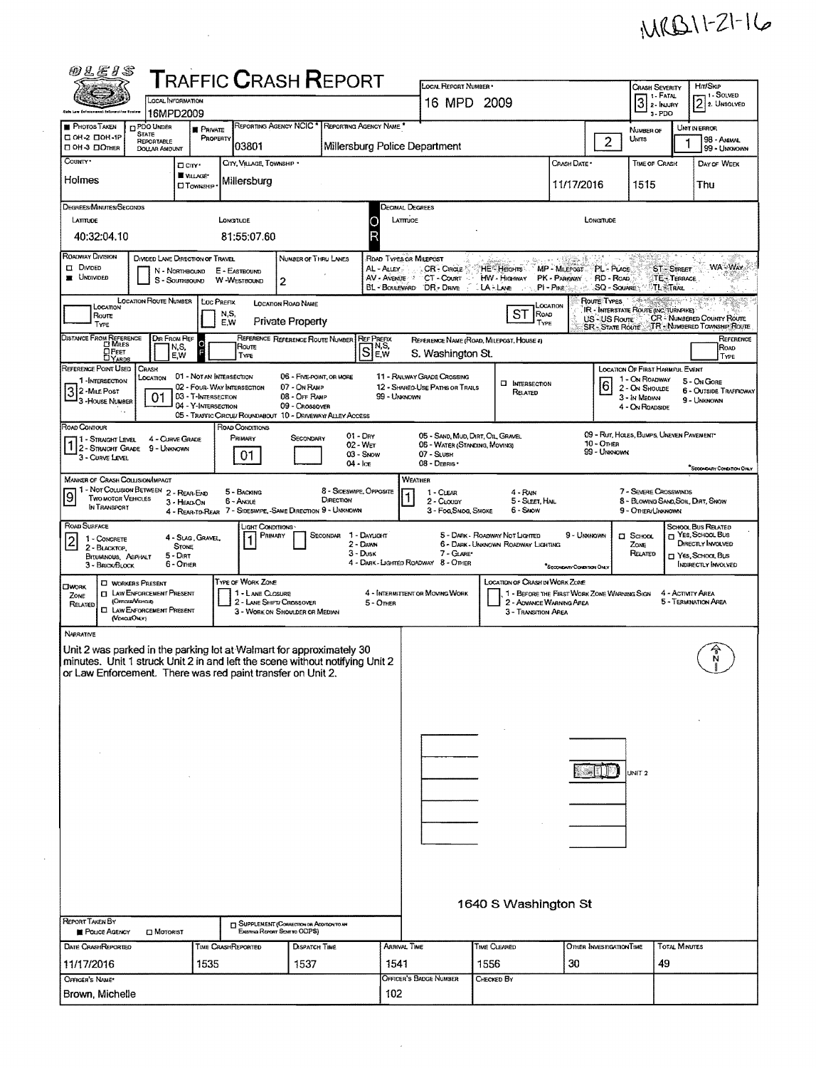MRB11-21-16

# TRAFFIC CRASH REPORT

OLEIS

| Field | Value |
|---|---|
| Local Information | 16MPD2009 |
| Local Report Number | 16 MPD 2009 |
| Crash Severity | 3 (1 - Fatal, 2 - Injury, 3 - PDO) |
| Hit/Skip | 2 (1 - Solved, 2 - Unsolved) |
| Photos Taken | ■ |
| Private Property | ■ |
| Reporting Agency NCIC | 03801 |
| Reporting Agency Name | Millersburg Police Department |
| Number of Units | 2 |
| Unit in Error | 1 |
| County | Holmes |
| City, Village, Township | ■ Village — Millersburg |
| Crash Date | 11/17/2016 |
| Time of Crash | 1515 |
| Day of Week | Thu |

**Degrees/Minutes/Seconds**

| Latitude | Longitude |
|---|---|
| 40:32:04.10 | 81:55:07.60 |

| Field | Value |
|---|---|
| Roadway Division | ■ Undivided |
| Number of Thru Lanes | 2 |
| Location Road Name | Private Property |
| Location Road Type | ST |
| Distance From Reference | |
| Ref Prefix | S |
| Reference Name (Road, Milepost, House #) | S. Washington St. |
| Reference Point Used | 3 (3 - House Number) |
| Crash Location | 01 (01 - Not an Intersection) |
| Location of First Harmful Event | 6 (6 - Outside Trafficway) |
| Road Contour | 1 (1 - Straight Level) |
| Road Conditions Primary | 01 (01 - Dry) |
| Manner of Crash Collision/Impact | 9 (9 - Unknown) |
| Weather | 1 (1 - Clear) |
| Road Surface | 2 (2 - Blacktop, Bituminous, Asphalt) |
| Light Conditions Primary | 1 (1 - Daylight) |

**NARRATIVE**

Unit 2 was parked in the parking lot at Walmart for approximately 30 minutes. Unit 1 struck Unit 2 in and left the scene without notifying Unit 2 or Law Enforcement. There was red paint transfer on Unit 2.

UNIT 2

1640 S Washington St

| Report Taken By | |
|---|---|
| ■ Police Agency | |

| Date Crash Reported | Time Crash Reported | Dispatch Time | Arrival Time | Time Cleared | Other Investigation Time | Total Minutes |
|---|---|---|---|---|---|---|
| 11/17/2016 | 1535 | 1537 | 1541 | 1556 | 30 | 49 |

| Officer's Name | Officer's Badge Number | Checked By |
|---|---|---|
| Brown, Michelle | 102 | |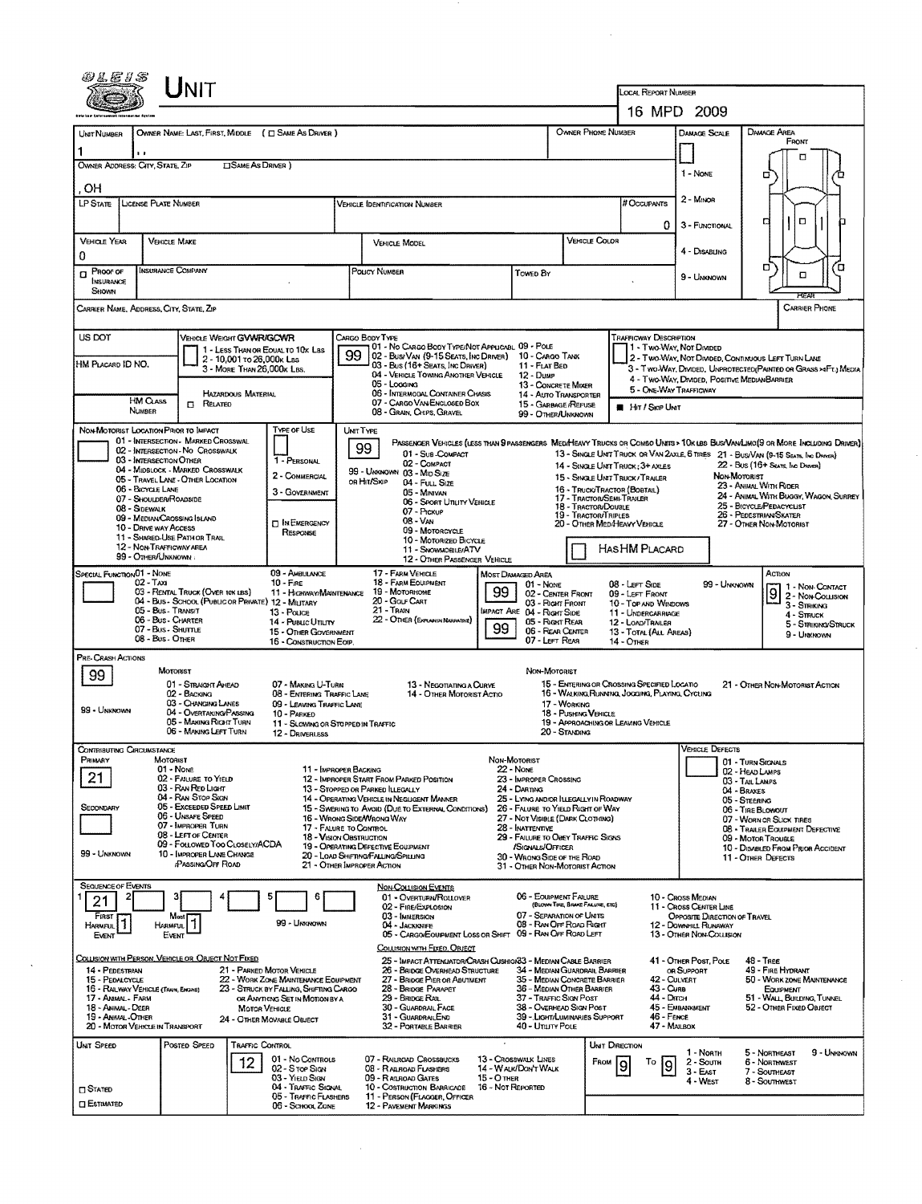# UNIT

LOCAL REPORT NUMBER: 16 MPD 2009

| UNIT NUMBER | OWNER NAME: LAST, FIRST, MIDDLE (☐ SAME AS DRIVER) | OWNER PHONE NUMBER | DAMAGE SCALE | DAMAGE AREA |
|---|---|---|---|---|
| 1 | , , | | | FRONT |

OWNER ADDRESS: CITY, STATE, ZIP ☐ SAME AS DRIVER )
, OH

DAMAGE SCALE: 1 - NONE, 2 - MINOR, 3 - FUNCTIONAL, 4 - DISABLING, 9 - UNKNOWN

| LP STATE | LICENSE PLATE NUMBER | VEHICLE IDENTIFICATION NUMBER | # OCCUPANTS |
|---|---|---|---|
| | | | 0 |

| VEHICLE YEAR | VEHICLE MAKE | VEHICLE MODEL | VEHICLE COLOR |
|---|---|---|---|
| 0 | | | |

| ☐ PROOF OF INSURANCE SHOWN | INSURANCE COMPANY | POLICY NUMBER | TOWED BY |
|---|---|---|---|
| | | | |

CARRIER NAME, ADDRESS, CITY, STATE, ZIP — CARRIER PHONE

US DOT

VEHICLE WEIGHT GVWR/GCWR
1 - LESS THAN OR EQUAL TO 10K LBS
2 - 10,001 TO 26,000K LBS
3 - MORE THAN 26,000K LBS.

HM PLACARD ID NO.

HM CLASS NUMBER — HAZARDOUS MATERIAL ☐ RELATED

CARGO BODY TYPE: 99
01 - NO CARGO BODY TYPE/NOT APPLICABL
02 - BUS/VAN (9-15 SEATS, INC DRIVER)
03 - BUS (16+ SEATS, INC DRIVER)
04 - VEHICLE TOWING ANOTHER VEHICLE
05 - LOGGING
06 - INTERMODAL CONTAINER CHASIS
07 - CARGO VAN/ENCLOSED BOX
08 - GRAIN, CHIPS, GRAVEL
09 - POLE
10 - CARGO TANK
11 - FLAT BED
12 - DUMP
13 - CONCRETE MIXER
14 - AUTO TRANSPORTER
15 - GARBAGE /REFUSE
99 - OTHER/UNKNOWN

TRAFFICWAY DESCRIPTION
1 - TWO-WAY, NOT DIVIDED
2 - TWO-WAY, NOT DIVIDED, CONTINUOUS LEFT TURN LANE
3 - TWO-WAY, DIVIDED, UNPROTECTED(PAINTED OR GRASS >4FT.) MEDIA
4 - TWO-WAY, DIVIDED, POSITIVE MEDIANBARRIER
5 - ONE-WAY TRAFFICWAY
■ HIT / SKIP UNIT

NON-MOTORIST LOCATION PRIOR TO IMPACT
01 - INTERSECTION - MARKED CROSSWAL
02 - INTERSECTION - NO CROSSWALK
03 - INTERSECTION OTHER
04 - MIDBLOCK - MARKED CROSSWALK
05 - TRAVEL LANE - OTHER LOCATION
06 - BICYCLE LANE
07 - SHOULDER/ROADSIDE
08 - SIDEWALK
09 - MEDIAN/CROSSING ISLAND
10 - DRIVE WAY ACCESS
11 - SHARED-USE PATH OR TRAIL
12 - NON-TRAFFICWAY AREA
99 - OTHER/UNKNOWN

TYPE OF USE
1 - PERSONAL
2 - COMMERCIAL
3 - GOVERNMENT
☐ IN EMERGENCY RESPONSE

UNIT TYPE: 99
PASSENGER VEHICLES (LESS THAN 9 PASSENGERS MED/HEAVY TRUCKS OR COMBO UNITS > 10K LBS BUS/VAN/LIMO(9 OR MORE INCLUDING DRIVER)
01 - SUB-COMPACT
02 - COMPACT
99 - UNKNOWN 03 - MID SIZE
OR HIT/SKIP 04 - FULL SIZE
05 - MINIVAN
06 - SPORT UTILITY VEHICLE
07 - PICKUP
08 - VAN
09 - MOTORCYCLE
10 - MOTORIZED BICYCLE
11 - SNOWMOBILE/ATV
12 - OTHER PASSENGER VEHICLE
13 - SINGLE UNIT TRUCK OR VAN 2AXLE, 6 TIRES
14 - SINGLE UNIT TRUCK; 3+ AXLES
15 - SINGLE UNIT TRUCK / TRAILER
16 - TRUCK/TRACTOR (BOBTAIL)
17 - TRACTOR/SEMI-TRAILER
18 - TRACTOR/DOUBLE
19 - TRACTOR/TRIPLES
20 - OTHER MED/HEAVY VEHICLE
21 - BUS/VAN (9-15 SEATS, INC DRIVER)
22 - BUS (16+ SEATS, INC DRIVER)
NON-MOTORIST
23 - ANIMAL WITH RIDER
24 - ANIMAL WITH BUGGY, WAGON, SURREY
25 - BICYCLE/PEDACYCLIST
26 - PEDESTRIAN/SKATER
27 - OTHER NON-MOTORIST
☐ HAS HM PLACARD

SPECIAL FUNCTION
01 - NONE
02 - TAXI
03 - RENTAL TRUCK (OVER 10K LBS)
04 - BUS - SCHOOL (PUBLIC OR PRIVATE)
05 - BUS - TRANSIT
06 - BUS - CHARTER
07 - BUS - SHUTTLE
08 - BUS - OTHER
09 - AMBULANCE
10 - FIRE
11 - HIGHWAY/MAINTENANCE
12 - MILITARY
13 - POLICE
14 - PUBLIC UTILITY
15 - OTHER GOVERNMENT
16 - CONSTRUCTION EQIP.
17 - FARM VEHICLE
18 - FARM EQUIPMENT
19 - MOTORHOME
20 - GOLF CART
21 - TRAIN
22 - OTHER (EXPLAIN IN NARRATIVE)

MOST DAMAGED AREA: 99
IMPACT ARE: 99
01 - NONE
02 - CENTER FRONT
03 - RIGHT FRONT
04 - RIGHT SIDE
05 - RIGHT REAR
06 - REAR CENTER
07 - LEFT REAR
08 - LEFT SIDE
09 - LEFT FRONT
10 - TOP AND WINDOWS
11 - UNDERCARRIAGE
12 - LOAD/TRAILER
13 - TOTAL (ALL AREAS)
14 - OTHER
99 - UNKNOWN

ACTION: 9
1 - NON-CONTACT
2 - NON-COLLISION
3 - STRIKING
4 - STRUCK
5 - STRIKING/STRUCK
9 - UNKNOWN

PRE-CRASH ACTIONS: 99
MOTORIST
01 - STRAIGHT AHEAD
02 - BACKING
03 - CHANGING LANES
04 - OVERTAKING/PASSING
05 - MAKING RIGHT TURN
06 - MAKING LEFT TURN
07 - MAKING U-TURN
08 - ENTERING TRAFFIC LANE
09 - LEAVING TRAFFIC LANE
10 - PARKED
11 - SLOWING OR STOPPED IN TRAFFIC
12 - DRIVERLESS
13 - NEGOTIATING A CURVE
14 - OTHER MOTORIST ACTIO
99 - UNKNOWN
NON-MOTORIST
15 - ENTERING OR CROSSING SPECIFIED LOCATIO
16 - WALKING, RUNNING, JOGGING, PLAYING, CYCLING
17 - WORKING
18 - PUSHING VEHICLE
19 - APPROACHING OR LEAVING VEHICLE
20 - STANDING
21 - OTHER NON-MOTORIST ACTION

CONTRIBUTING CIRCUMSTANCE
PRIMARY: 21
SECONDARY:
99 - UNKNOWN
MOTORIST
01 - NONE
02 - FAILURE TO YIELD
03 - RAN RED LIGHT
04 - RAN STOP SIGN
05 - EXCEEDED SPEED LIMIT
06 - UNSAFE SPEED
07 - IMPROPER TURN
08 - LEFT OF CENTER
09 - FOLLOWED TOO CLOSELY/ACDA
10 - IMPROPER LANE CHANGE /PASSING/OFF ROAD
11 - IMPROPER BACKING
12 - IMPROPER START FROM PARKED POSITION
13 - STOPPED OR PARKED ILLEGALLY
14 - OPERATING VEHICLE IN NEGLIGENT MANNER
15 - SWERING TO AVOID (DUE TO EXTERNAL CONDITIONS)
16 - WRONG SIDE/WRONG WAY
17 - FAILURE TO CONTROL
18 - VISION OBSTRUCTION
19 - OPERATING DEFECTIVE EQUIPMENT
20 - LOAD SHIFTING/FALLING/SPILLING
21 - OTHER IMPROPER ACTION
NON-MOTORIST
22 - NONE
23 - IMPROPER CROSSING
24 - DARTING
25 - LYING AND/OR ILLEGALLY IN ROADWAY
26 - FALURE TO YIELD RIGHT OF WAY
27 - NOT VISIBLE (DARK CLOTHING)
28 - INATTENTIVE
29 - FAILURE TO OBEY TRAFFIC SIGNS /SIGNALS/OFFICER
30 - WRONG SIDE OF THE ROAD
31 - OTHER NON-MOTORIST ACTION

VEHICLE DEFECTS
01 - TURN SIGNALS
02 - HEAD LAMPS
03 - TAIL LAMPS
04 - BRAKES
05 - STEERING
06 - TIRE BLOWOUT
07 - WORN OR SLICK TIRES
08 - TRAILER EQUIPMENT DEFECTIVE
09 - MOTOR TROUBLE
10 - DISABLED FROM PRIOR ACCIDENT
11 - OTHER DEFECTS

SEQUENCE OF EVENTS
| 1 | 2 | 3 | 4 | 5 | 6 |
|---|---|---|---|---|---|
| 21 | | | | | |

FIRST HARMFUL EVENT: 1 — MOST HARMFUL EVENT: 1 — 99 - UNKNOWN

NON COLLISION EVENTS
01 - OVERTURN/ROLLOVER
02 - FIRE/EXPLOSION
03 - IMMERSION
04 - JACKKNIFE
05 - CARGO/EQUIPMENT LOSS OR SHIFT
06 - EQUIPMENT FAILURE (BLOWN TIRE, BRAKE FAILURE, ETC)
07 - SEPARATION OF UNITS
08 - RAN OFF ROAD RIGHT
09 - RAN OFF ROAD LEFT
10 - CROSS MEDIAN
11 - CROSS CENTER LINE OPPOSITE DIRECTION OF TRAVEL
12 - DOWNHILL RUNAWAY
13 - OTHER NON-COLLISION

COLLISION WITH PERSON, VEHICLE OR OBJECT NOT FIXED
14 - PEDESTRIAN
15 - PEDALCYCLE
16 - RAILWAY VEHICLE (TRAIN, ENGINE)
17 - ANIMAL - FARM
18 - ANIMAL - DEER
19 - ANIMAL - OTHER
20 - MOTOR VEHICLE IN TRANSPORT
21 - PARKED MOTOR VEHICLE
22 - WORK ZONE MAINTENANCE EQUIPMENT
23 - STRUCK BY FALLING, SHIFTING CARGO OR ANYTHING SET IN MOTION BY A MOTOR VEHICLE
24 - OTHER MOVABLE OBJECT

COLLISION WITH FIXED, OBJECT
25 - IMPACT ATTENUATOR/CRASH CUSHION
26 - BRIDGE OVERHEAD STRUCTURE
27 - BRIDGE PIER OR ABUTMENT
28 - BRIDGE PARAPET
29 - BRIDGE RAIL
30 - GUARDRAIL FACE
31 - GUARDRAILEND
32 - PORTABLE BARRIER
33 - MEDIAN CABLE BARRIER
34 - MEDIAN GUARDRAIL BARRIER
35 - MEDIAN CONCRETE BARRIER
36 - MEDIAN OTHER BARRIER
37 - TRAFFIC SIGN POST
38 - OVERHEAD SIGN POST
39 - LIGHT/LUMINARIES SUPPORT
40 - UTILITY POLE
41 - OTHER POST, POLE OR SUPPORT
42 - CULVERT
43 - CURB
44 - DITCH
45 - EMBANKMENT
46 - FENCE
47 - MAILBOX
48 - TREE
49 - FIRE HYDRANT
50 - WORK ZONE MAINTENANCE EQUIPMENT
51 - WALL, BUILDING, TUNNEL
52 - OTHER FIXED OBJECT

| UNIT SPEED | POSTED SPEED | TRAFFIC CONTROL | UNIT DIRECTION |
|---|---|---|---|
| | 12 | | FROM 9 TO 9 |

☐ STATED
☐ ESTIMATED

TRAFFIC CONTROL
01 - NO CONTROLS
02 - STOP SIGN
03 - YIELD SIGN
04 - TRAFFIC SIGNAL
05 - TRAFFIC FLASHERS
06 - SCHOOL ZONE
07 - RAILROAD CROSSBUCKS
08 - RAILROAD FLASHERS
09 - RAILROAD GATES
10 - COSTRUCTION BARRICADE
11 - PERSON (FLAGGER, OFFICER
12 - PAVEMENT MARKINGS
13 - CROSSWALK LINES
14 - WALK/DON'T WALK
15 - OTHER
16 - NOT REPORTED

UNIT DIRECTION
1 - NORTH
2 - SOUTH
3 - EAST
4 - WEST
5 - NORTHEAST
6 - NORTHWEST
7 - SOUTHEAST
8 - SOUTHWEST
9 - UNKNOWN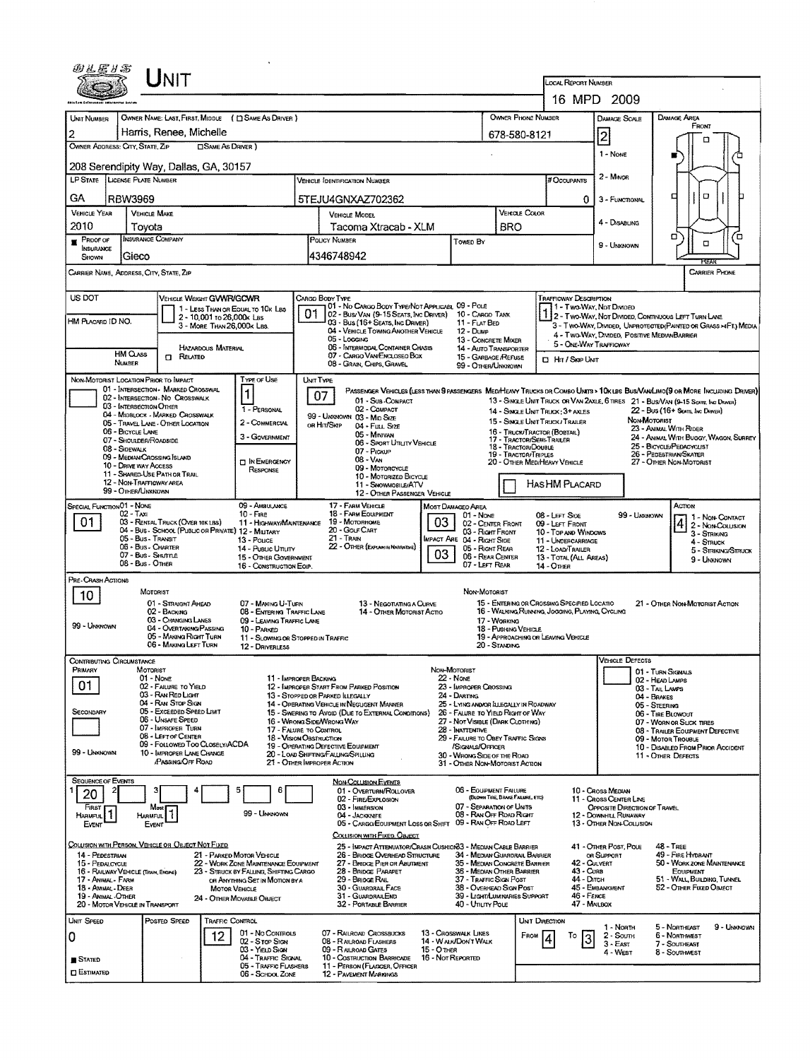# UNIT

**LOCAL REPORT NUMBER:** 16 MPD 2009

| UNIT NUMBER | OWNER NAME: LAST, FIRST, MIDDLE ( ☐ SAME AS DRIVER ) | OWNER PHONE NUMBER | DAMAGE SCALE | DAMAGE AREA |
|---|---|---|---|---|
| 2 | Harris, Renee, Michelle | 678-580-8121 | 2 | FRONT |

OWNER ADDRESS: CITY, STATE, ZIP ☐ SAME AS DRIVER )
208 Serendipity Way, Dallas, GA, 30157

DAMAGE SCALE: 1 - NONE; 2 - MINOR; 3 - FUNCTIONAL; 4 - DISABLING; 9 - UNKNOWN

| LP STATE | LICENSE PLATE NUMBER | VEHICLE IDENTIFICATION NUMBER | # OCCUPANTS |
|---|---|---|---|
| GA | RBW3969 | 5TEJU4GNXAZ702362 | 0 |

| VEHICLE YEAR | VEHICLE MAKE | VEHICLE MODEL | VEHICLE COLOR |
|---|---|---|---|
| 2010 | Toyota | Tacoma Xtracab - XLM | BRO |

| ■ PROOF OF INSURANCE SHOWN | INSURANCE COMPANY | POLICY NUMBER | TOWED BY |
|---|---|---|---|
| | Gieco | 4346748942 | |

CARRIER NAME, ADDRESS, CITY, STATE, ZIP — CARRIER PHONE

US DOT

VEHICLE WEIGHT GVWR/GCWR: 1 - LESS THAN OR EQUAL TO 10K LBS; 2 - 10,001 TO 26,000K LBS; 3 - MORE THAN 26,000K LBS.

HM PLACARD ID NO.

HM CLASS NUMBER ☐ RELATED — HAZARDOUS MATERIAL

CARGO BODY TYPE: **01**
01 - NO CARGO BODY TYPE/NOT APPLICABLE; 02 - BUS/VAN (9-15 SEATS, INC DRIVER); 03 - BUS (16+ SEATS, INC DRIVER); 04 - VEHICLE TOWING ANOTHER VEHICLE; 05 - LOGGING; 06 - INTERMODAL CONTAINER CHASIS; 07 - CARGO VAN/ENCLOSED BOX; 08 - GRAIN, CHIPS, GRAVEL; 09 - POLE; 10 - CARGO TANK; 11 - FLAT BED; 12 - DUMP; 13 - CONCRETE MIXER; 14 - AUTO TRANSPORTER; 15 - GARBAGE/REFUSE; 99 - OTHER/UNKNOWN

TRAFFICWAY DESCRIPTION: **1**
1 - TWO-WAY, NOT DIVIDED; 2 - TWO-WAY, NOT DIVIDED, CONTINUOUS LEFT TURN LANE; 3 - TWO-WAY, DIVIDED, UNPROTECTED (PAINTED OR GRASS >4FT.) MEDIA; 4 - TWO-WAY, DIVIDED, POSITIVE MEDIAN BARRIER; 5 - ONE-WAY TRAFFICWAY
☐ HIT / SKIP UNIT

NON-MOTORIST LOCATION PRIOR TO IMPACT: 01 - INTERSECTION - MARKED CROSSWAL; 02 - INTERSECTION - NO CROSSWALK; 03 - INTERSECTION OTHER; 04 - MIDBLOCK - MARKED CROSSWALK; 05 - TRAVEL LANE - OTHER LOCATION; 06 - BICYCLE LANE; 07 - SHOULDER/ROADSIDE; 08 - SIDEWALK; 09 - MEDIAN/CROSSING ISLAND; 10 - DRIVE WAY ACCESS; 11 - SHARED-USE PATH OR TRAIL; 12 - NON-TRAFFICWAY AREA; 99 - OTHER/UNKNOWN

TYPE OF USE: **1**
1 - PERSONAL; 2 - COMMERCIAL; 3 - GOVERNMENT; ☐ IN EMERGENCY RESPONSE

UNIT TYPE: **07**
PASSENGER VEHICLES (LESS THAN 9 PASSENGERS MED/HEAVY TRUCKS OR COMBO UNITS > 10K LBS BUS/VAN/LIMO(9 OR MORE INCLUDING DRIVER)
01 - SUB-COMPACT; 02 - COMPACT; 99 - UNKNOWN 03 - MID SIZE OR HIT/SKIP; 04 - FULL SIZE; 05 - MINIVAN; 06 - SPORT UTILITY VEHICLE; 07 - PICKUP; 08 - VAN; 09 - MOTORCYCLE; 10 - MOTORIZED BICYCLE; 11 - SNOWMOBILE/ATV; 12 - OTHER PASSENGER VEHICLE
13 - SINGLE UNIT TRUCK OR VAN 2AXLE, 6 TIRES; 14 - SINGLE UNIT TRUCK: 3+ AXLES; 15 - SINGLE UNIT TRUCK / TRAILER; 16 - TRUCK/TRACTOR (BOBTAIL); 17 - TRACTOR/SEMI-TRAILER; 18 - TRACTOR/DOUBLE; 19 - TRACTOR/TRIPLES; 20 - OTHER MED/HEAVY VEHICLE
21 - BUS/VAN (9-15 SEATS, INC DRIVER); 22 - BUS (16+ SEATS, INC DRIVER)
NON-MOTORIST: 23 - ANIMAL WITH RIDER; 24 - ANIMAL WITH BUGGY, WAGON, SURREY; 25 - BICYCLE/PEDACYCLIST; 26 - PEDESTRIAN/SKATER; 27 - OTHER NON-MOTORIST
☐ HAS HM PLACARD

SPECIAL FUNCTION: **01**
01 - NONE; 02 - TAXI; 03 - RENTAL TRUCK (OVER 10K LBS); 04 - BUS - SCHOOL (PUBLIC OR PRIVATE); 05 - BUS - TRANSIT; 06 - BUS - CHARTER; 07 - BUS - SHUTTLE; 08 - BUS - OTHER; 09 - AMBULANCE; 10 - FIRE; 11 - HIGHWAY/MAINTENANCE; 12 - MILITARY; 13 - POLICE; 14 - PUBLIC UTILITY; 15 - OTHER GOVERNMENT; 16 - CONSTRUCTION EQIP.; 17 - FARM VEHICLE; 18 - FARM EQUIPMENT; 19 - MOTORHOME; 20 - GOLF CART; 21 - TRAIN; 22 - OTHER (EXPLAIN IN NARRATIVE)

MOST DAMAGED AREA: **03**
IMPACT ARE: **03**
01 - NONE; 02 - CENTER FRONT; 03 - RIGHT FRONT; 04 - RIGHT SIDE; 05 - RIGHT REAR; 06 - REAR CENTER; 07 - LEFT REAR; 08 - LEFT SIDE; 09 - LEFT FRONT; 10 - TOP AND WINDOWS; 11 - UNDERCARRIAGE; 12 - LOAD/TRAILER; 13 - TOTAL (ALL AREAS); 14 - OTHER; 99 - UNKNOWN

ACTION: **4**
1 - NON-CONTACT; 2 - NON-COLLISION; 3 - STRIKING; 4 - STRUCK; 5 - STRIKING/STRUCK; 9 - UNKNOWN

PRE-CRASH ACTIONS: **10**
MOTORIST: 01 - STRAIGHT AHEAD; 02 - BACKING; 03 - CHANGING LANES; 04 - OVERTAKING/PASSING; 05 - MAKING RIGHT TURN; 06 - MAKING LEFT TURN; 07 - MAKING U-TURN; 08 - ENTERING TRAFFIC LANE; 09 - LEAVING TRAFFIC LANE; 10 - PARKED; 11 - SLOWING OR STOPPED IN TRAFFIC; 12 - DRIVERLESS; 13 - NEGOTIATING A CURVE; 14 - OTHER MOTORIST ACTIO
99 - UNKNOWN
NON-MOTORIST: 15 - ENTERING OR CROSSING SPECIFIED LOCATIO; 16 - WALKING, RUNNING, JOGGING, PLAYING, CYCLING; 17 - WORKING; 18 - PUSHING VEHICLE; 19 - APPROACHING OR LEAVING VEHICLE; 20 - STANDING; 21 - OTHER NON-MOTORIST ACTION

CONTRIBUTING CIRCUMSTANCE
PRIMARY: **01**
SECONDARY: (blank)
99 - UNKNOWN
MOTORIST: 01 - NONE; 02 - FAILURE TO YIELD; 03 - RAN RED LIGHT; 04 - RAN STOP SIGN; 05 - EXCEEDED SPEED LIMIT; 06 - UNSAFE SPEED; 07 - IMPROPER TURN; 08 - LEFT OF CENTER; 09 - FOLLOWED TOO CLOSELY/ACDA; 10 - IMPROPER LANE CHANGE /PASSING/OFF ROAD; 11 - IMPROPER BACKING; 12 - IMPROPER START FROM PARKED POSITION; 13 - STOPPED OR PARKED ILLEGALLY; 14 - OPERATING VEHICLE IN NEGLIGENT MANNER; 15 - SWERING TO AVOID (DUE TO EXTERNAL CONDITIONS); 16 - WRONG SIDE/WRONG WAY; 17 - FAILURE TO CONTROL; 18 - VISION OBSTRUCTION; 19 - OPERATING DEFECTIVE EQUIPMENT; 20 - LOAD SHIFTING/FALLING/SPILLING; 21 - OTHER IMPROPER ACTION
NON-MOTORIST: 22 - NONE; 23 - IMPROPER CROSSING; 24 - DARTING; 25 - LYING AND/OR ILLEGALLY IN ROADWAY; 26 - FAILURE TO YIELD RIGHT OF WAY; 27 - NOT VISIBLE (DARK CLOTHING); 28 - INATTENTIVE; 29 - FAILURE TO OBEY TRAFFIC SIGNS /SIGNALS/OFFICER; 30 - WRONG SIDE OF THE ROAD; 31 - OTHER NON-MOTORIST ACTION
VEHICLE DEFECTS: 01 - TURN SIGNALS; 02 - HEAD LAMPS; 03 - TAIL LAMPS; 04 - BRAKES; 05 - STEERING; 06 - TIRE BLOWOUT; 07 - WORN OR SLICK TIRES; 08 - TRAILER EQUIPMENT DEFECTIVE; 09 - MOTOR TROUBLE; 10 - DISABLED FROM PRIOR ACCIDENT; 11 - OTHER DEFECTS

SEQUENCE OF EVENTS: 1: **20**; 2; 3; 4; 5; 6
FIRST HARMFUL EVENT: **1**; MOST HARMFUL EVENT: **1**; 99 - UNKNOWN
NON-COLLISION EVENTS: 01 - OVERTURN/ROLLOVER; 02 - FIRE/EXPLOSION; 03 - IMMERSION; 04 - JACKKNIFE; 05 - CARGO/EQUIPMENT LOSS OR SHIFT; 06 - EQUIPMENT FAILURE (BLOWN TIRE, BRAKE FAILURE, ETC); 07 - SEPARATION OF UNITS; 08 - RAN OFF ROAD RIGHT; 09 - RAN OFF ROAD LEFT; 10 - CROSS MEDIAN; 11 - CROSS CENTER LINE OPPOSITE DIRECTION OF TRAVEL; 12 - DOWNHILL RUNAWAY; 13 - OTHER NON-COLLISION
COLLISION WITH PERSON, VEHICLE OR OBJECT NOT FIXED: 14 - PEDESTRIAN; 15 - PEDALCYCLE; 16 - RAILWAY VEHICLE (TRAIN, ENGINE); 17 - ANIMAL - FARM; 18 - ANIMAL - DEER; 19 - ANIMAL - OTHER; 20 - MOTOR VEHICLE IN TRANSPORT; 21 - PARKED MOTOR VEHICLE; 22 - WORK ZONE MAINTENANCE EQUIPMENT; 23 - STRUCK BY FALLING, SHIFTING CARGO OR ANYTHING SET IN MOTION BY A MOTOR VEHICLE; 24 - OTHER MOVABLE OBJECT
COLLISION WITH FIXED, OBJECT: 25 - IMPACT ATTENUATOR/CRASH CUSHION; 26 - BRIDGE OVERHEAD STRUCTURE; 27 - BRIDGE PIER OR ABUTMENT; 28 - BRIDGE PARAPET; 29 - BRIDGE RAIL; 30 - GUARDRAIL FACE; 31 - GUARDRAILEND; 32 - PORTABLE BARRIER; 33 - MEDIAN CABLE BARRIER; 34 - MEDIAN GUARDRAIL BARRIER; 35 - MEDIAN CONCRETE BARRIER; 36 - MEDIAN OTHER BARRIER; 37 - TRAFFIC SIGN POST; 38 - OVERHEAD SIGN POST; 39 - LIGHT/LUMINARIES SUPPORT; 40 - UTILITY POLE; 41 - OTHER POST, POLE OR SUPPORT; 42 - CULVERT; 43 - CURB; 44 - DITCH; 45 - EMBANKMENT; 46 - FENCE; 47 - MAILBOX; 48 - TREE; 49 - FIRE HYDRANT; 50 - WORK ZONE MAINTENANCE EQUIPMENT; 51 - WALL, BUILDING, TUNNEL; 52 - OTHER FIXED OBJECT

| UNIT SPEED | POSTED SPEED | TRAFFIC CONTROL | UNIT DIRECTION |
|---|---|---|---|
| 0 | | 12 | FROM 4 TO 3 |

■ STATED ☐ ESTIMATED

TRAFFIC CONTROL: 01 - NO CONTROLS; 02 - STOP SIGN; 03 - YIELD SIGN; 04 - TRAFFIC SIGNAL; 05 - TRAFFIC FLASHERS; 06 - SCHOOL ZONE; 07 - RAILROAD CROSSBUCKS; 08 - RAILROAD FLASHERS; 09 - RAILROAD GATES; 10 - COSTRUCTION BARRICADE; 11 - PERSON (FLAGGER, OFFICER; 12 - PAVEMENT MARKINGS; 13 - CROSSWALK LINES; 14 - WALK/DON'T WALK; 15 - OTHER; 16 - NOT REPORTED

UNIT DIRECTION: 1 - NORTH; 2 - SOUTH; 3 - EAST; 4 - WEST; 5 - NORTHEAST; 6 - NORTHWEST; 7 - SOUTHEAST; 8 - SOUTHWEST; 9 - UNKNOWN